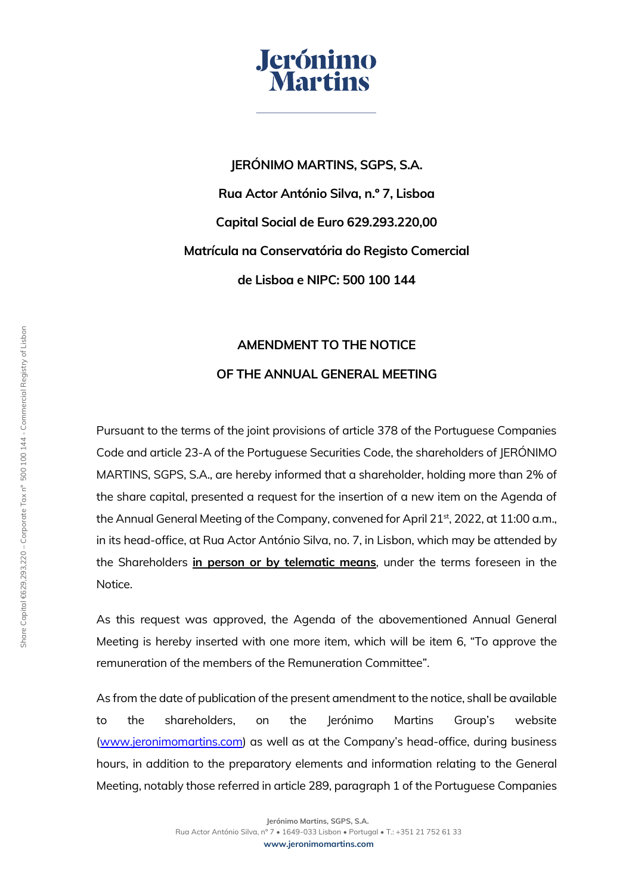**JERÓNIMO MARTINS, SGPS, S.A.**

**Rua Actor António Silva, n.º 7, Lisboa**

**Capital Social de Euro 629.293.220,00**

**Matrícula na Conservatória do Registo Comercial**

**de Lisboa e NIPC: 500 100 144**

## AMENDMENT TO THE NOTICE

## OF THE ANNUAL GENERAL MEETING

Pursuant to the terms of the joint provisions of article 378 of the Portuguese Companies Code and article 23-A of the Portuguese Securities Code, the shareholders of JERÓNIMO MARTINS, SGPS, S.A., are hereby informed that a shareholder, holding more than 2% of the share capital, presented a request for the insertion of a new item on the Agenda of the Annual General Meeting of the Company, convened for April 21st, 2022, at 11:00 a.m., in its head-office, at Rua Actor António Silva, no. 7, in Lisbon, which may be attended by the Shareholders **in person or by telematic means**, under the terms foreseen in the Notice.

As this request was approved, the Agenda of the abovementioned Annual General Meeting is hereby inserted with one more item, which will be item 6, "To approve the remuneration of the members of the Remuneration Committee".

As from the date of publication of the present amendment to the notice, shall be available to the shareholders, on the Jerónimo Martins Group's website (www.jeronimomartins.com) as well as at the Company's head-office, during business hours, in addition to the preparatory elements and information relating to the General Meeting, notably those referred in article 289, paragraph 1 of the Portuguese Companies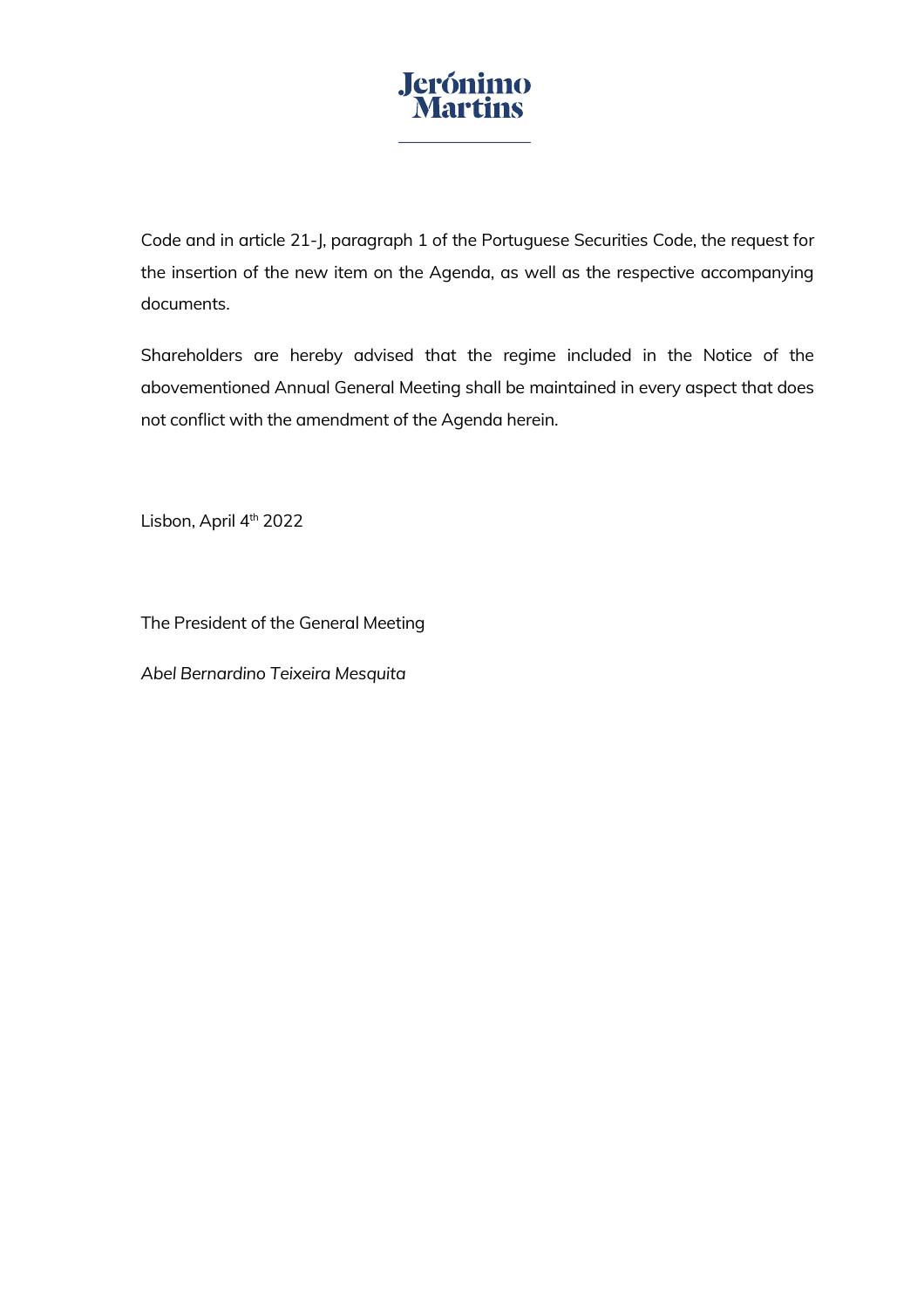Code and in article 21-J, paragraph 1 of the Portuguese Securities Code, the request for the insertion of the new item on the Agenda, as well as the respective accompanying documents.

Shareholders are hereby advised that the regime included in the Notice of the abovementioned Annual General Meeting shall be maintained in every aspect that does not conflict with the amendment of the Agenda herein.

Lisbon, April 4th 2022

The President of the General Meeting

*Abel Bernardino Teixeira Mesquita*